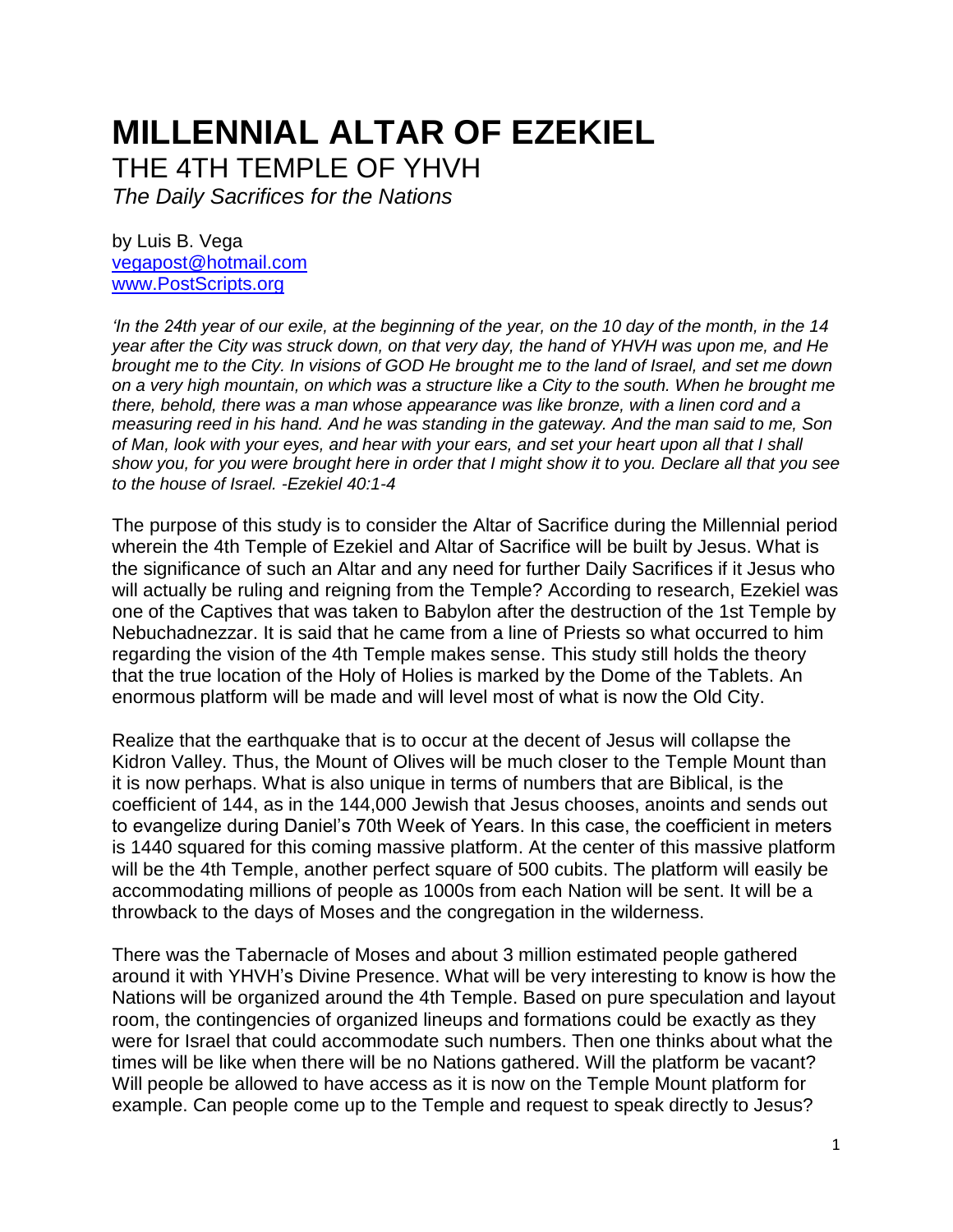# MILLENNIAL ALTAR OF EZEKIEL

## THE 4TH TEMPLE OF YHVH

*The Daily Sacrifices for the Nations*

by Luis B. Vega
vegapost@hotmail.com
www.PostScripts.org

*'In the 24th year of our exile, at the beginning of the year, on the 10 day of the month, in the 14 year after the City was struck down, on that very day, the hand of YHVH was upon me, and He brought me to the City. In visions of GOD He brought me to the land of Israel, and set me down on a very high mountain, on which was a structure like a City to the south. When he brought me there, behold, there was a man whose appearance was like bronze, with a linen cord and a measuring reed in his hand. And he was standing in the gateway. And the man said to me, Son of Man, look with your eyes, and hear with your ears, and set your heart upon all that I shall show you, for you were brought here in order that I might show it to you. Declare all that you see to the house of Israel. -Ezekiel 40:1-4*

The purpose of this study is to consider the Altar of Sacrifice during the Millennial period wherein the 4th Temple of Ezekiel and Altar of Sacrifice will be built by Jesus. What is the significance of such an Altar and any need for further Daily Sacrifices if it Jesus who will actually be ruling and reigning from the Temple? According to research, Ezekiel was one of the Captives that was taken to Babylon after the destruction of the 1st Temple by Nebuchadnezzar. It is said that he came from a line of Priests so what occurred to him regarding the vision of the 4th Temple makes sense. This study still holds the theory that the true location of the Holy of Holies is marked by the Dome of the Tablets. An enormous platform will be made and will level most of what is now the Old City.

Realize that the earthquake that is to occur at the decent of Jesus will collapse the Kidron Valley. Thus, the Mount of Olives will be much closer to the Temple Mount than it is now perhaps. What is also unique in terms of numbers that are Biblical, is the coefficient of 144, as in the 144,000 Jewish that Jesus chooses, anoints and sends out to evangelize during Daniel's 70th Week of Years. In this case, the coefficient in meters is 1440 squared for this coming massive platform. At the center of this massive platform will be the 4th Temple, another perfect square of 500 cubits. The platform will easily be accommodating millions of people as 1000s from each Nation will be sent. It will be a throwback to the days of Moses and the congregation in the wilderness.

There was the Tabernacle of Moses and about 3 million estimated people gathered around it with YHVH's Divine Presence. What will be very interesting to know is how the Nations will be organized around the 4th Temple. Based on pure speculation and layout room, the contingencies of organized lineups and formations could be exactly as they were for Israel that could accommodate such numbers. Then one thinks about what the times will be like when there will be no Nations gathered. Will the platform be vacant? Will people be allowed to have access as it is now on the Temple Mount platform for example. Can people come up to the Temple and request to speak directly to Jesus?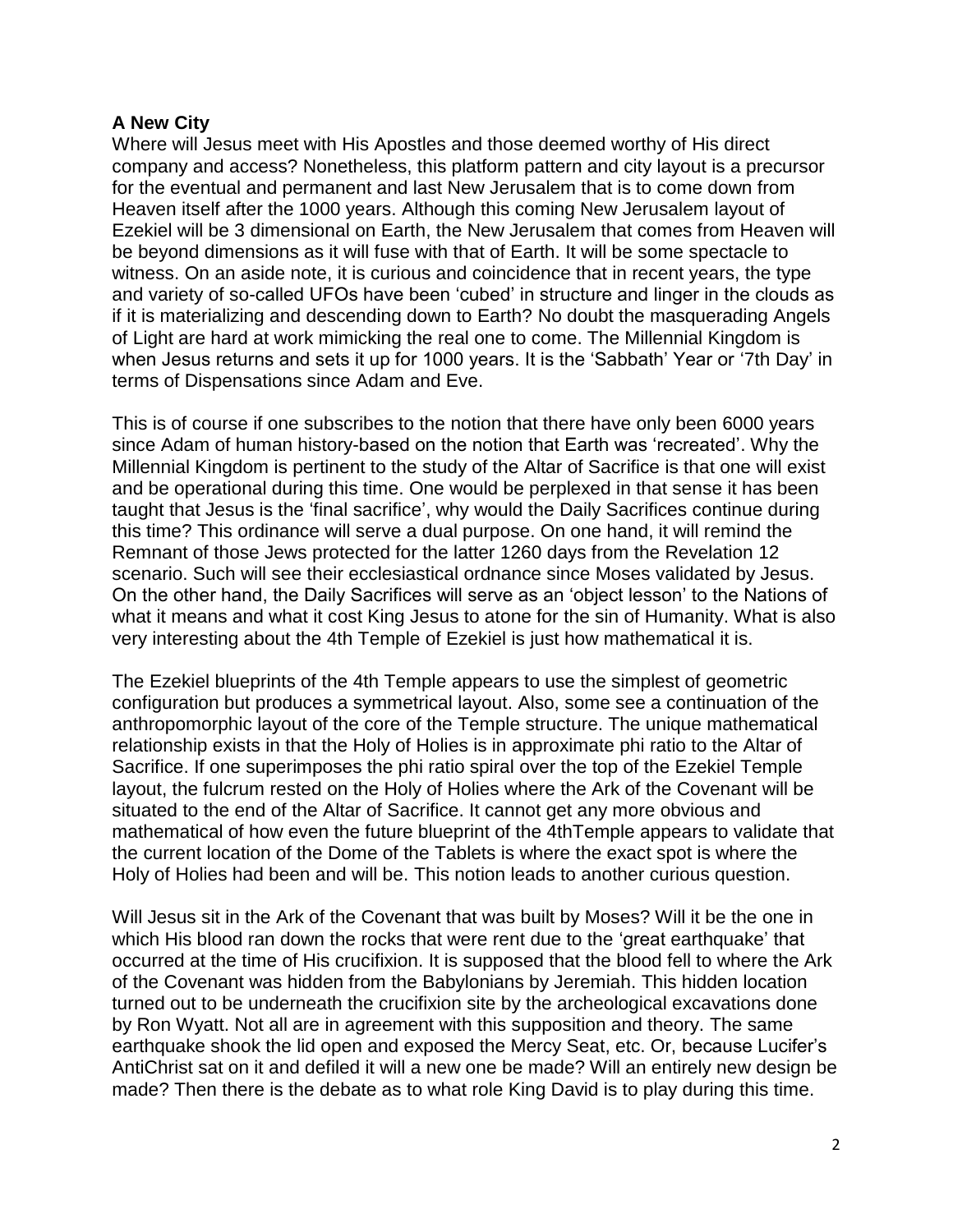**A New City**

Where will Jesus meet with His Apostles and those deemed worthy of His direct company and access? Nonetheless, this platform pattern and city layout is a precursor for the eventual and permanent and last New Jerusalem that is to come down from Heaven itself after the 1000 years. Although this coming New Jerusalem layout of Ezekiel will be 3 dimensional on Earth, the New Jerusalem that comes from Heaven will be beyond dimensions as it will fuse with that of Earth. It will be some spectacle to witness. On an aside note, it is curious and coincidence that in recent years, the type and variety of so-called UFOs have been 'cubed' in structure and linger in the clouds as if it is materializing and descending down to Earth? No doubt the masquerading Angels of Light are hard at work mimicking the real one to come. The Millennial Kingdom is when Jesus returns and sets it up for 1000 years. It is the 'Sabbath' Year or '7th Day' in terms of Dispensations since Adam and Eve.

This is of course if one subscribes to the notion that there have only been 6000 years since Adam of human history-based on the notion that Earth was 'recreated'. Why the Millennial Kingdom is pertinent to the study of the Altar of Sacrifice is that one will exist and be operational during this time. One would be perplexed in that sense it has been taught that Jesus is the 'final sacrifice', why would the Daily Sacrifices continue during this time? This ordinance will serve a dual purpose. On one hand, it will remind the Remnant of those Jews protected for the latter 1260 days from the Revelation 12 scenario. Such will see their ecclesiastical ordnance since Moses validated by Jesus. On the other hand, the Daily Sacrifices will serve as an 'object lesson' to the Nations of what it means and what it cost King Jesus to atone for the sin of Humanity. What is also very interesting about the 4th Temple of Ezekiel is just how mathematical it is.

The Ezekiel blueprints of the 4th Temple appears to use the simplest of geometric configuration but produces a symmetrical layout. Also, some see a continuation of the anthropomorphic layout of the core of the Temple structure. The unique mathematical relationship exists in that the Holy of Holies is in approximate phi ratio to the Altar of Sacrifice. If one superimposes the phi ratio spiral over the top of the Ezekiel Temple layout, the fulcrum rested on the Holy of Holies where the Ark of the Covenant will be situated to the end of the Altar of Sacrifice. It cannot get any more obvious and mathematical of how even the future blueprint of the 4thTemple appears to validate that the current location of the Dome of the Tablets is where the exact spot is where the Holy of Holies had been and will be. This notion leads to another curious question.

Will Jesus sit in the Ark of the Covenant that was built by Moses? Will it be the one in which His blood ran down the rocks that were rent due to the 'great earthquake' that occurred at the time of His crucifixion. It is supposed that the blood fell to where the Ark of the Covenant was hidden from the Babylonians by Jeremiah. This hidden location turned out to be underneath the crucifixion site by the archeological excavations done by Ron Wyatt. Not all are in agreement with this supposition and theory. The same earthquake shook the lid open and exposed the Mercy Seat, etc. Or, because Lucifer's AntiChrist sat on it and defiled it will a new one be made? Will an entirely new design be made? Then there is the debate as to what role King David is to play during this time.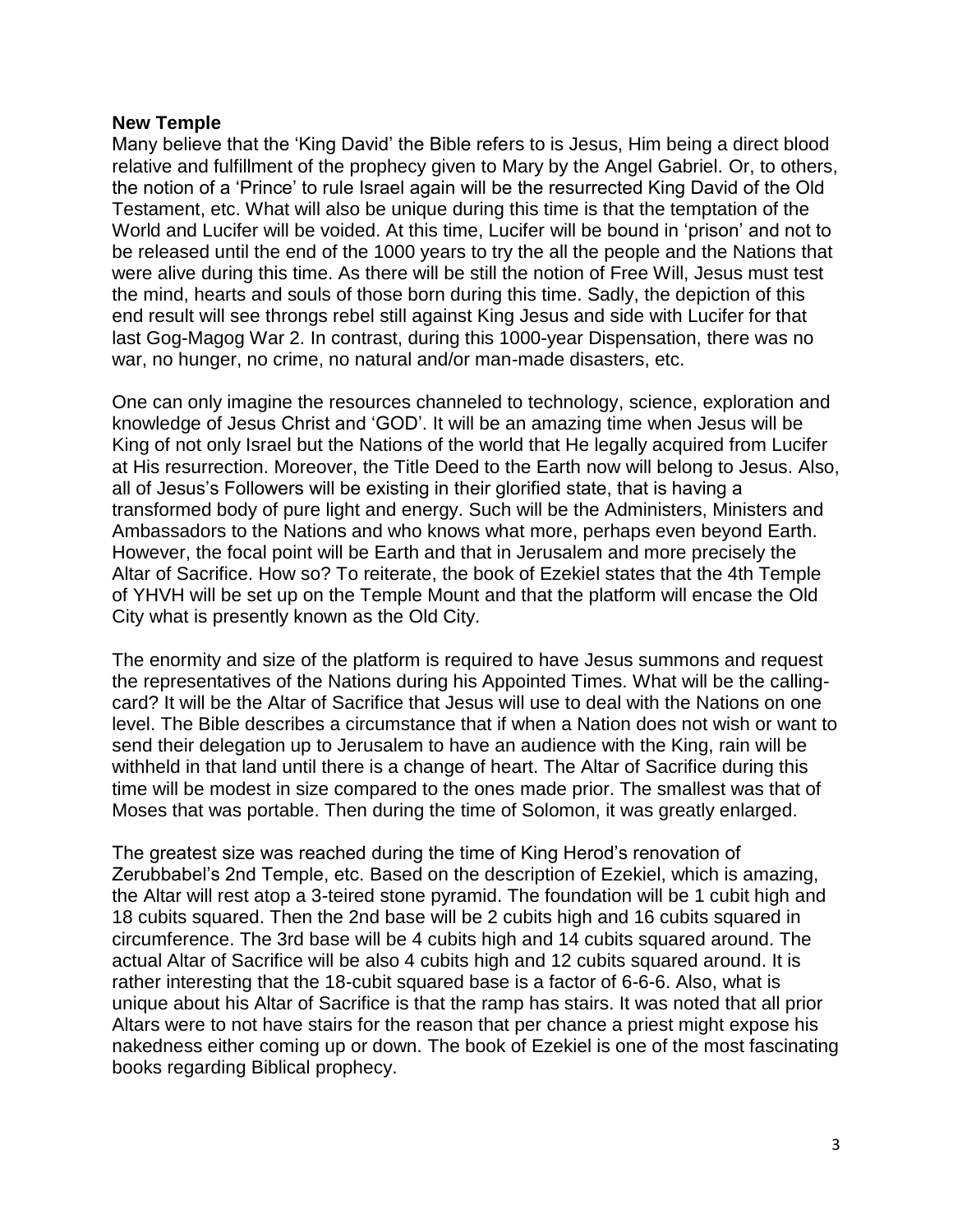**New Temple**

Many believe that the 'King David' the Bible refers to is Jesus, Him being a direct blood relative and fulfillment of the prophecy given to Mary by the Angel Gabriel. Or, to others, the notion of a 'Prince' to rule Israel again will be the resurrected King David of the Old Testament, etc. What will also be unique during this time is that the temptation of the World and Lucifer will be voided. At this time, Lucifer will be bound in 'prison' and not to be released until the end of the 1000 years to try the all the people and the Nations that were alive during this time. As there will be still the notion of Free Will, Jesus must test the mind, hearts and souls of those born during this time. Sadly, the depiction of this end result will see throngs rebel still against King Jesus and side with Lucifer for that last Gog-Magog War 2. In contrast, during this 1000-year Dispensation, there was no war, no hunger, no crime, no natural and/or man-made disasters, etc.

One can only imagine the resources channeled to technology, science, exploration and knowledge of Jesus Christ and 'GOD'. It will be an amazing time when Jesus will be King of not only Israel but the Nations of the world that He legally acquired from Lucifer at His resurrection. Moreover, the Title Deed to the Earth now will belong to Jesus. Also, all of Jesus's Followers will be existing in their glorified state, that is having a transformed body of pure light and energy. Such will be the Administers, Ministers and Ambassadors to the Nations and who knows what more, perhaps even beyond Earth. However, the focal point will be Earth and that in Jerusalem and more precisely the Altar of Sacrifice. How so? To reiterate, the book of Ezekiel states that the 4th Temple of YHVH will be set up on the Temple Mount and that the platform will encase the Old City what is presently known as the Old City.

The enormity and size of the platform is required to have Jesus summons and request the representatives of the Nations during his Appointed Times. What will be the calling-card? It will be the Altar of Sacrifice that Jesus will use to deal with the Nations on one level. The Bible describes a circumstance that if when a Nation does not wish or want to send their delegation up to Jerusalem to have an audience with the King, rain will be withheld in that land until there is a change of heart. The Altar of Sacrifice during this time will be modest in size compared to the ones made prior. The smallest was that of Moses that was portable. Then during the time of Solomon, it was greatly enlarged.

The greatest size was reached during the time of King Herod's renovation of Zerubbabel's 2nd Temple, etc. Based on the description of Ezekiel, which is amazing, the Altar will rest atop a 3-teired stone pyramid. The foundation will be 1 cubit high and 18 cubits squared. Then the 2nd base will be 2 cubits high and 16 cubits squared in circumference. The 3rd base will be 4 cubits high and 14 cubits squared around. The actual Altar of Sacrifice will be also 4 cubits high and 12 cubits squared around. It is rather interesting that the 18-cubit squared base is a factor of 6-6-6. Also, what is unique about his Altar of Sacrifice is that the ramp has stairs. It was noted that all prior Altars were to not have stairs for the reason that per chance a priest might expose his nakedness either coming up or down. The book of Ezekiel is one of the most fascinating books regarding Biblical prophecy.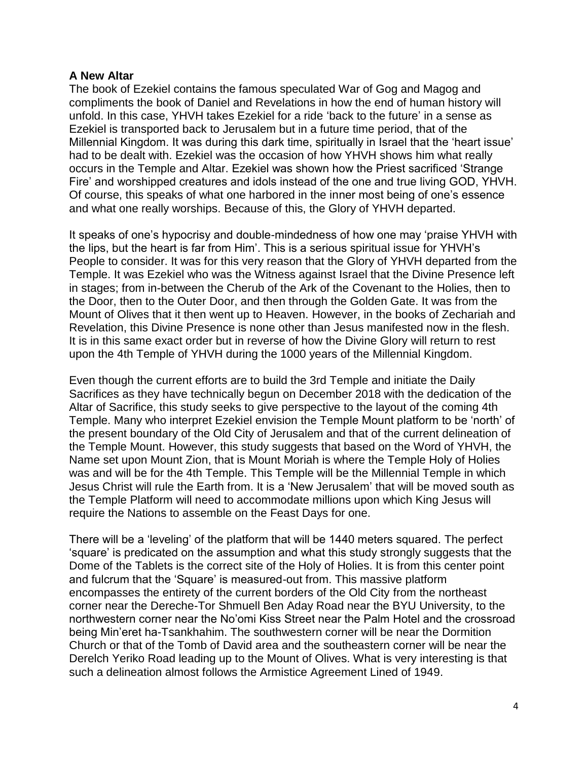**A New Altar**

The book of Ezekiel contains the famous speculated War of Gog and Magog and compliments the book of Daniel and Revelations in how the end of human history will unfold. In this case, YHVH takes Ezekiel for a ride 'back to the future' in a sense as Ezekiel is transported back to Jerusalem but in a future time period, that of the Millennial Kingdom. It was during this dark time, spiritually in Israel that the 'heart issue' had to be dealt with. Ezekiel was the occasion of how YHVH shows him what really occurs in the Temple and Altar. Ezekiel was shown how the Priest sacrificed 'Strange Fire' and worshipped creatures and idols instead of the one and true living GOD, YHVH. Of course, this speaks of what one harbored in the inner most being of one's essence and what one really worships. Because of this, the Glory of YHVH departed.

It speaks of one's hypocrisy and double-mindedness of how one may 'praise YHVH with the lips, but the heart is far from Him'. This is a serious spiritual issue for YHVH's People to consider. It was for this very reason that the Glory of YHVH departed from the Temple. It was Ezekiel who was the Witness against Israel that the Divine Presence left in stages; from in-between the Cherub of the Ark of the Covenant to the Holies, then to the Door, then to the Outer Door, and then through the Golden Gate. It was from the Mount of Olives that it then went up to Heaven. However, in the books of Zechariah and Revelation, this Divine Presence is none other than Jesus manifested now in the flesh. It is in this same exact order but in reverse of how the Divine Glory will return to rest upon the 4th Temple of YHVH during the 1000 years of the Millennial Kingdom.

Even though the current efforts are to build the 3rd Temple and initiate the Daily Sacrifices as they have technically begun on December 2018 with the dedication of the Altar of Sacrifice, this study seeks to give perspective to the layout of the coming 4th Temple. Many who interpret Ezekiel envision the Temple Mount platform to be 'north' of the present boundary of the Old City of Jerusalem and that of the current delineation of the Temple Mount. However, this study suggests that based on the Word of YHVH, the Name set upon Mount Zion, that is Mount Moriah is where the Temple Holy of Holies was and will be for the 4th Temple. This Temple will be the Millennial Temple in which Jesus Christ will rule the Earth from. It is a 'New Jerusalem' that will be moved south as the Temple Platform will need to accommodate millions upon which King Jesus will require the Nations to assemble on the Feast Days for one.

There will be a 'leveling' of the platform that will be 1440 meters squared. The perfect 'square' is predicated on the assumption and what this study strongly suggests that the Dome of the Tablets is the correct site of the Holy of Holies. It is from this center point and fulcrum that the 'Square' is measured-out from. This massive platform encompasses the entirety of the current borders of the Old City from the northeast corner near the Dereche-Tor Shmuell Ben Aday Road near the BYU University, to the northwestern corner near the No'omi Kiss Street near the Palm Hotel and the crossroad being Min'eret ha-Tsankhahim. The southwestern corner will be near the Dormition Church or that of the Tomb of David area and the southeastern corner will be near the Derelch Yeriko Road leading up to the Mount of Olives. What is very interesting is that such a delineation almost follows the Armistice Agreement Lined of 1949.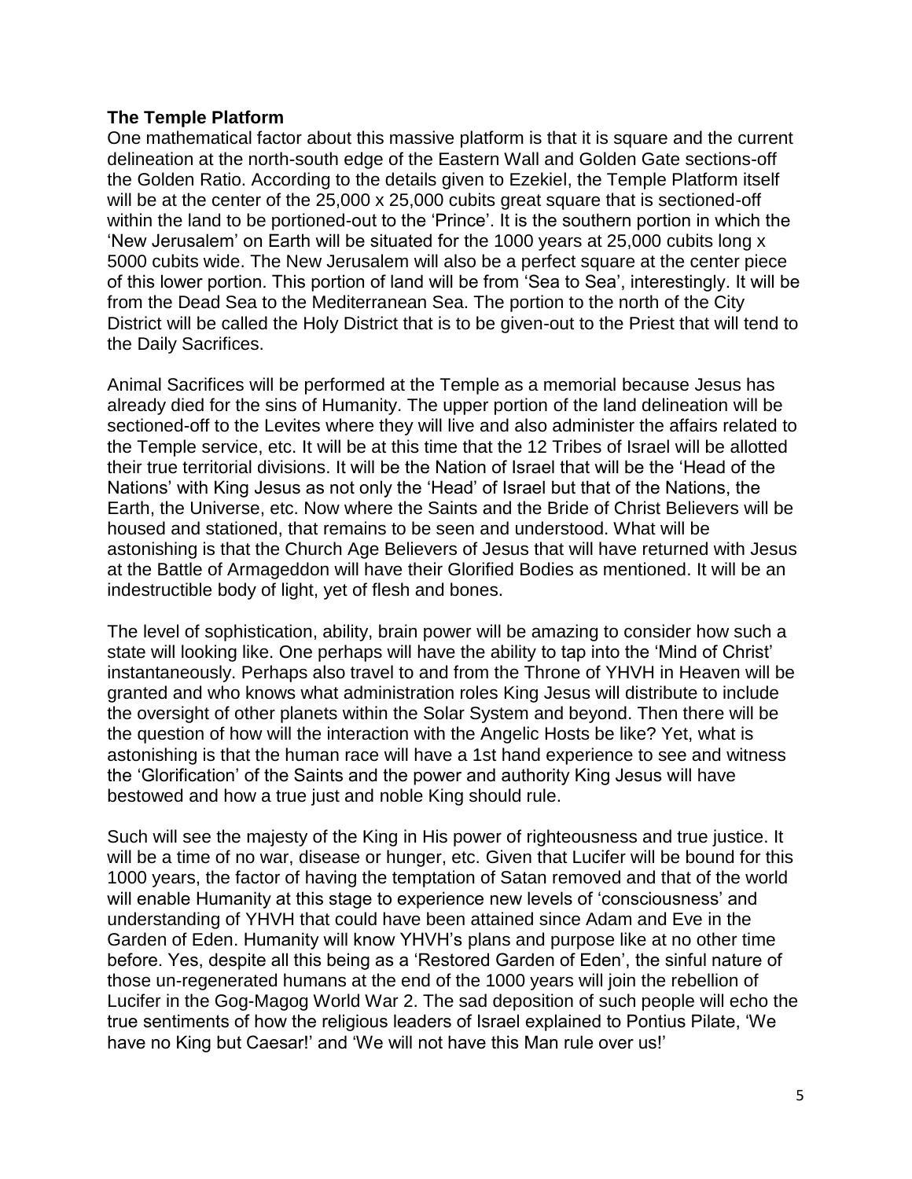**The Temple Platform**

One mathematical factor about this massive platform is that it is square and the current delineation at the north-south edge of the Eastern Wall and Golden Gate sections-off the Golden Ratio. According to the details given to Ezekiel, the Temple Platform itself will be at the center of the 25,000 x 25,000 cubits great square that is sectioned-off within the land to be portioned-out to the 'Prince'. It is the southern portion in which the 'New Jerusalem' on Earth will be situated for the 1000 years at 25,000 cubits long x 5000 cubits wide. The New Jerusalem will also be a perfect square at the center piece of this lower portion. This portion of land will be from 'Sea to Sea', interestingly. It will be from the Dead Sea to the Mediterranean Sea. The portion to the north of the City District will be called the Holy District that is to be given-out to the Priest that will tend to the Daily Sacrifices.

Animal Sacrifices will be performed at the Temple as a memorial because Jesus has already died for the sins of Humanity. The upper portion of the land delineation will be sectioned-off to the Levites where they will live and also administer the affairs related to the Temple service, etc. It will be at this time that the 12 Tribes of Israel will be allotted their true territorial divisions. It will be the Nation of Israel that will be the 'Head of the Nations' with King Jesus as not only the 'Head' of Israel but that of the Nations, the Earth, the Universe, etc. Now where the Saints and the Bride of Christ Believers will be housed and stationed, that remains to be seen and understood. What will be astonishing is that the Church Age Believers of Jesus that will have returned with Jesus at the Battle of Armageddon will have their Glorified Bodies as mentioned. It will be an indestructible body of light, yet of flesh and bones.

The level of sophistication, ability, brain power will be amazing to consider how such a state will looking like. One perhaps will have the ability to tap into the 'Mind of Christ' instantaneously. Perhaps also travel to and from the Throne of YHVH in Heaven will be granted and who knows what administration roles King Jesus will distribute to include the oversight of other planets within the Solar System and beyond. Then there will be the question of how will the interaction with the Angelic Hosts be like? Yet, what is astonishing is that the human race will have a 1st hand experience to see and witness the 'Glorification' of the Saints and the power and authority King Jesus will have bestowed and how a true just and noble King should rule.

Such will see the majesty of the King in His power of righteousness and true justice. It will be a time of no war, disease or hunger, etc. Given that Lucifer will be bound for this 1000 years, the factor of having the temptation of Satan removed and that of the world will enable Humanity at this stage to experience new levels of 'consciousness' and understanding of YHVH that could have been attained since Adam and Eve in the Garden of Eden. Humanity will know YHVH's plans and purpose like at no other time before. Yes, despite all this being as a 'Restored Garden of Eden', the sinful nature of those un-regenerated humans at the end of the 1000 years will join the rebellion of Lucifer in the Gog-Magog World War 2. The sad deposition of such people will echo the true sentiments of how the religious leaders of Israel explained to Pontius Pilate, 'We have no King but Caesar!' and 'We will not have this Man rule over us!'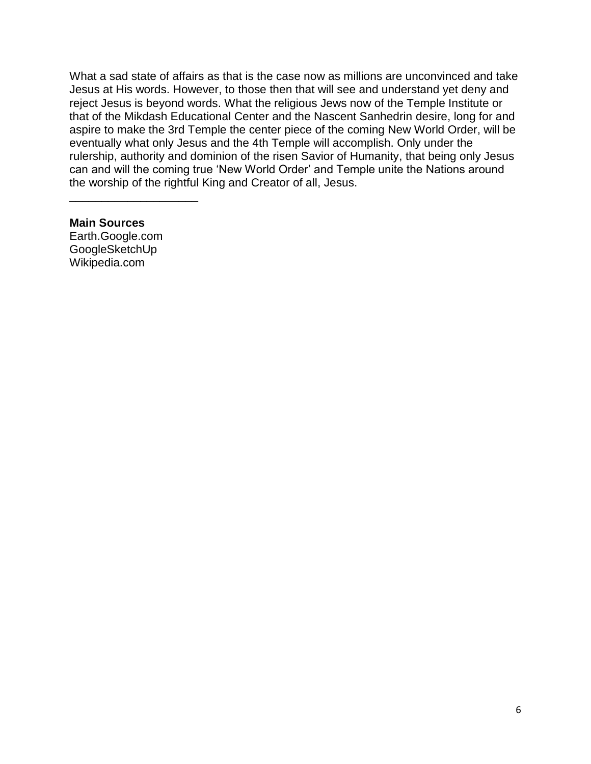What a sad state of affairs as that is the case now as millions are unconvinced and take Jesus at His words. However, to those then that will see and understand yet deny and reject Jesus is beyond words. What the religious Jews now of the Temple Institute or that of the Mikdash Educational Center and the Nascent Sanhedrin desire, long for and aspire to make the 3rd Temple the center piece of the coming New World Order, will be eventually what only Jesus and the 4th Temple will accomplish. Only under the rulership, authority and dominion of the risen Savior of Humanity, that being only Jesus can and will the coming true 'New World Order' and Temple unite the Nations around the worship of the rightful King and Creator of all, Jesus.

---

**Main Sources**
Earth.Google.com
GoogleSketchUp
Wikipedia.com